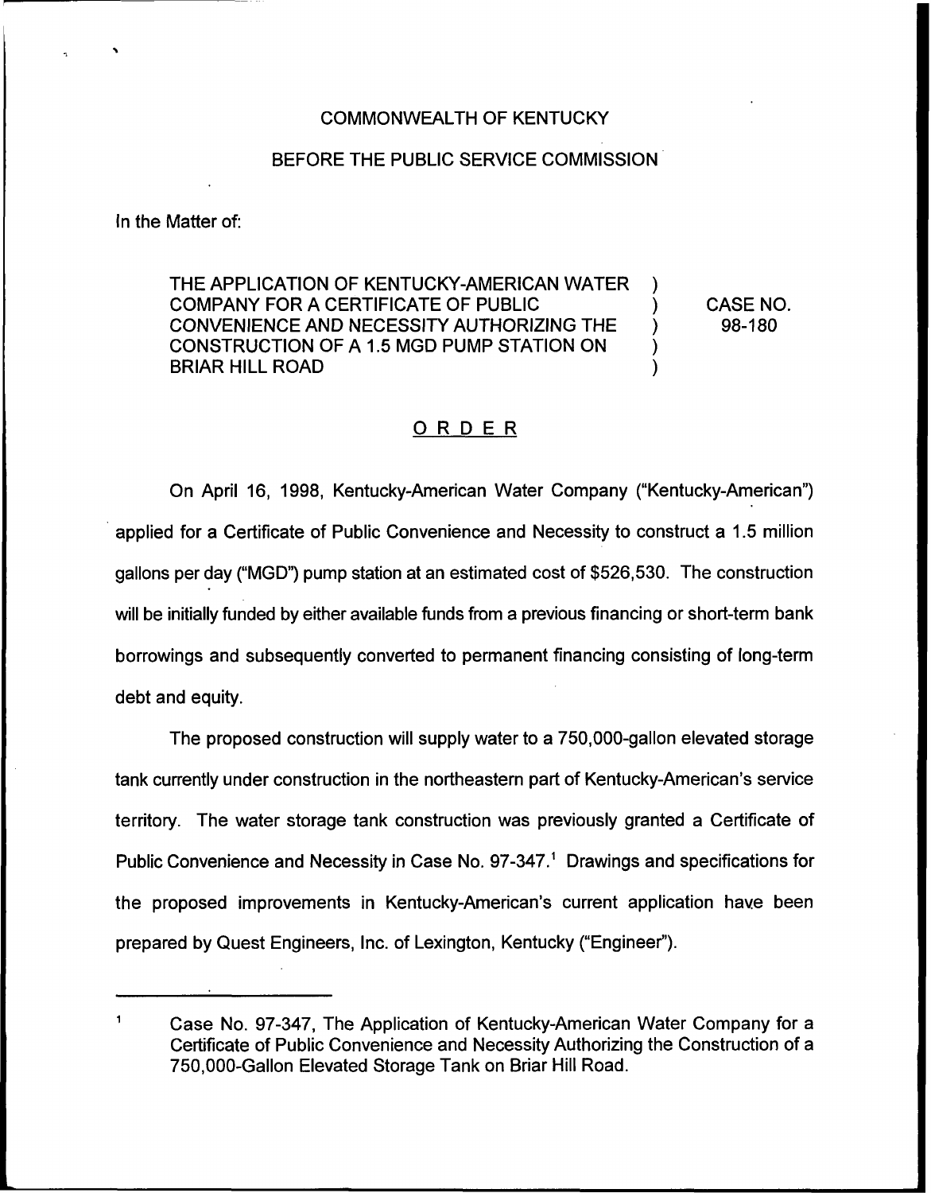COMMONWEALTH OF KENTUCKY

BEFORE THE PUBLIC SERVICE COMMISSION

In the Matter of:

THE APPLICATION OF KENTUCKY-AMERICAN WATER COMPANY FOR A CERTIFICATE OF PUBLIC CONVENIENCE AND NECESSITY AUTHORIZING THE CONSTRUCTION OF A 1.5 MGD PUMP STATION ON BRIAR HILL ROAD

CASE NO. 98-180

## ORDER

On April 16, 1998, Kentucky-American Water Company ("Kentucky-American") applied for a Certificate of Public Convenience and Necessity to construct a 1.5 million gallons per day ("MGD") pump station at an estimated cost of $526,530. The construction will be initially funded by either available funds from a previous financing or short-term bank borrowings and subsequently converted to permanent financing consisting of long-term debt and equity.

The proposed construction will supply water to a 750,000-gallon elevated storage tank currently under construction in the northeastern part of Kentucky-American's service territory. The water storage tank construction was previously granted a Certificate of Public Convenience and Necessity in Case No. 97-347.[1] Drawings and specifications for the proposed improvements in Kentucky-American's current application have been prepared by Quest Engineers, Inc. of Lexington, Kentucky ("Engineer").

---

[1] Case No. 97-347, The Application of Kentucky-American Water Company for a Certificate of Public Convenience and Necessity Authorizing the Construction of a 750,000-Gallon Elevated Storage Tank on Briar Hill Road.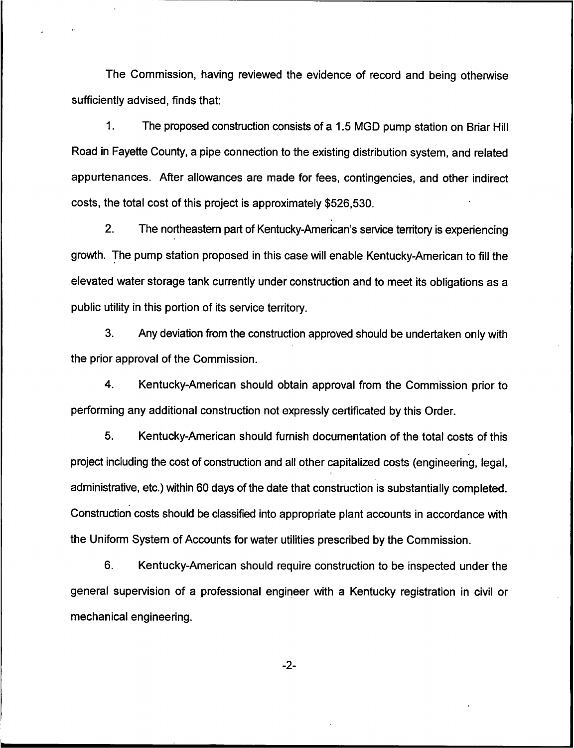The Commission, having reviewed the evidence of record and being otherwise sufficiently advised, finds that:

1. The proposed construction consists of a 1.5 MGD pump station on Briar Hill Road in Fayette County, a pipe connection to the existing distribution system, and related appurtenances. After allowances are made for fees, contingencies, and other indirect costs, the total cost of this project is approximately $526,530.

2. The northeastern part of Kentucky-American's service territory is experiencing growth. The pump station proposed in this case will enable Kentucky-American to fill the elevated water storage tank currently under construction and to meet its obligations as a public utility in this portion of its service territory.

3. Any deviation from the construction approved should be undertaken only with the prior approval of the Commission.

4. Kentucky-American should obtain approval from the Commission prior to performing any additional construction not expressly certificated by this Order.

5. Kentucky-American should furnish documentation of the total costs of this project including the cost of construction and all other capitalized costs (engineering, legal, administrative, etc.) within 60 days of the date that construction is substantially completed. Construction costs should be classified into appropriate plant accounts in accordance with the Uniform System of Accounts for water utilities prescribed by the Commission.

6. Kentucky-American should require construction to be inspected under the general supervision of a professional engineer with a Kentucky registration in civil or mechanical engineering.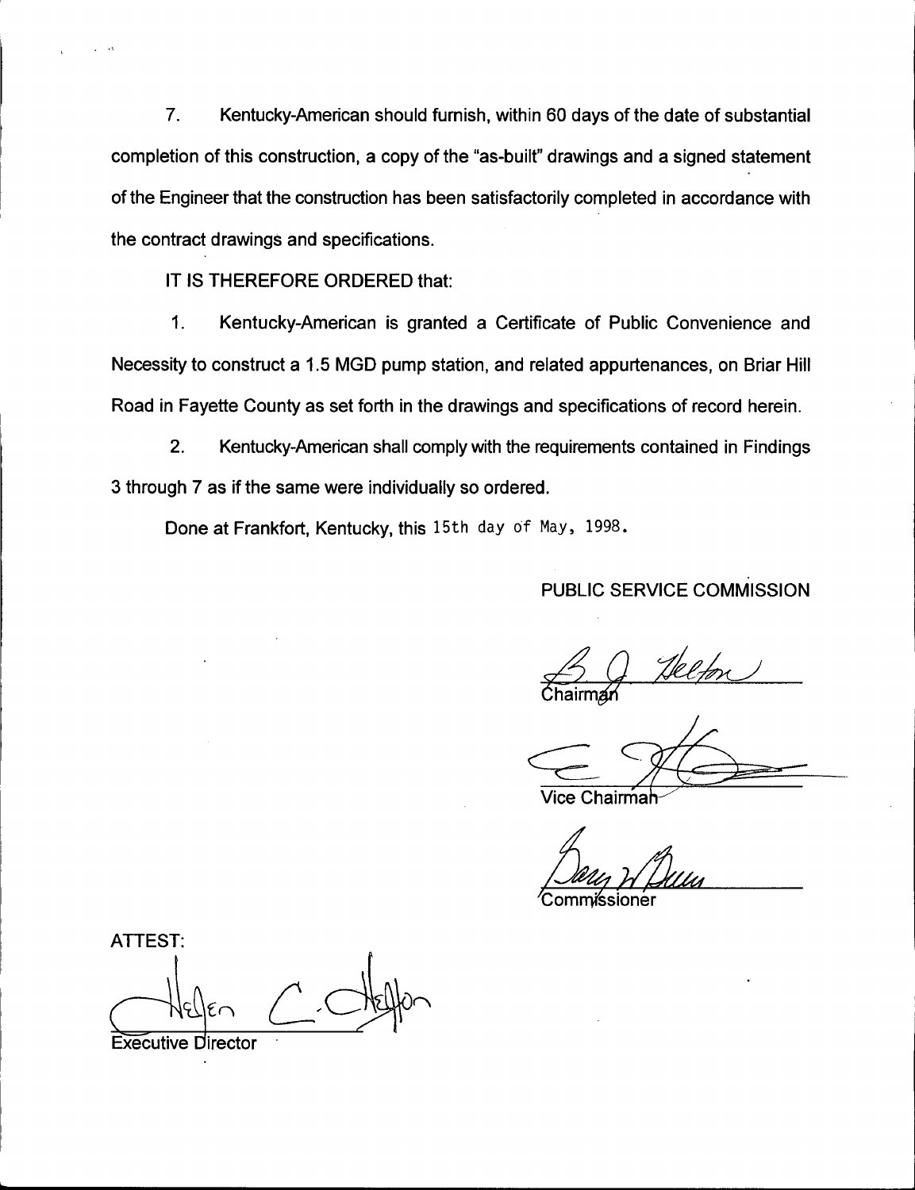7. Kentucky-American should furnish, within 60 days of the date of substantial completion of this construction, a copy of the "as-built" drawings and a signed statement of the Engineer that the construction has been satisfactorily completed in accordance with the contract drawings and specifications.

IT IS THEREFORE ORDERED that:

1. Kentucky-American is granted a Certificate of Public Convenience and Necessity to construct a 1.5 MGD pump station, and related appurtenances, on Briar Hill Road in Fayette County as set forth in the drawings and specifications of record herein.

2. Kentucky-American shall comply with the requirements contained in Findings 3 through 7 as if the same were individually so ordered.

Done at Frankfort, Kentucky, this 15th day of May, 1998.

PUBLIC SERVICE COMMISSION

Chairman

Vice Chairman

Commissioner

ATTEST:

Executive Director